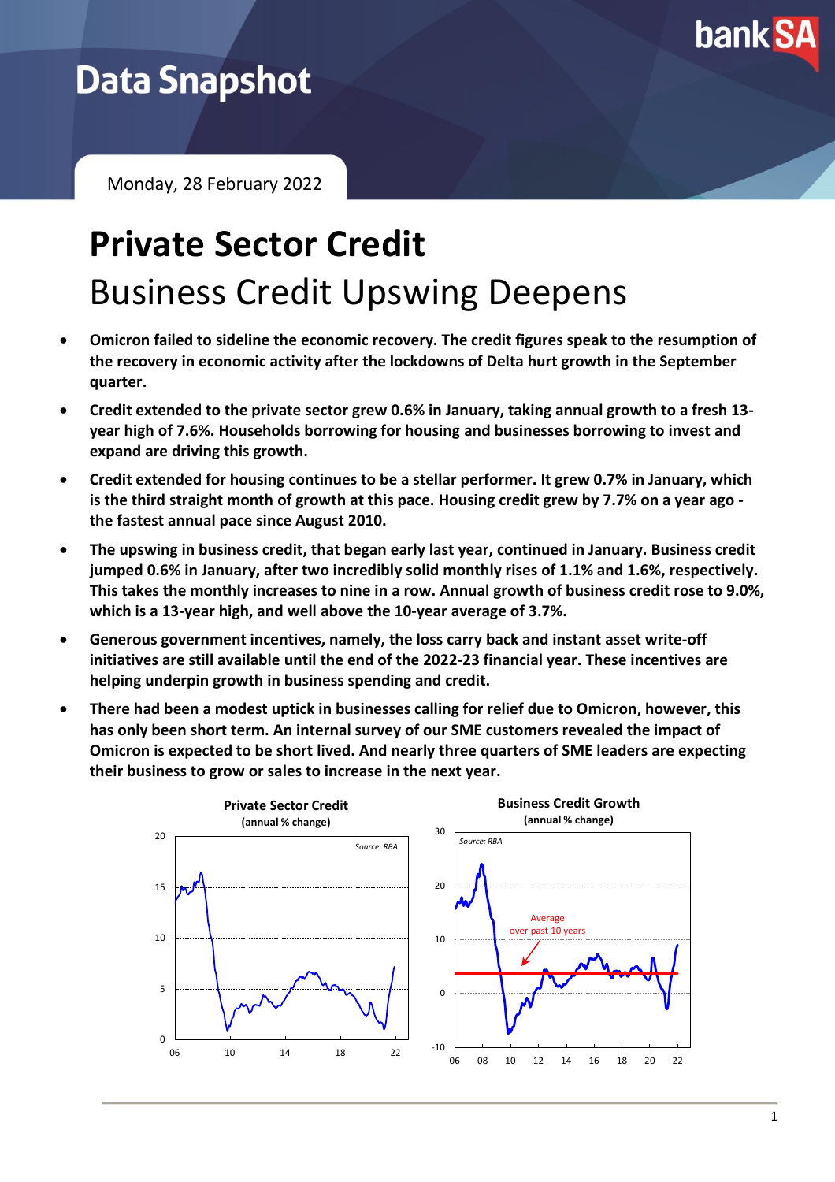# Data Snapshot

Monday, 28 February 2022

# Private Sector Credit

## Business Credit Upswing Deepens

- **Omicron failed to sideline the economic recovery. The credit figures speak to the resumption of the recovery in economic activity after the lockdowns of Delta hurt growth in the September quarter.**
- **Credit extended to the private sector grew 0.6% in January, taking annual growth to a fresh 13-year high of 7.6%. Households borrowing for housing and businesses borrowing to invest and expand are driving this growth.**
- **Credit extended for housing continues to be a stellar performer. It grew 0.7% in January, which is the third straight month of growth at this pace. Housing credit grew by 7.7% on a year ago - the fastest annual pace since August 2010.**
- **The upswing in business credit, that began early last year, continued in January. Business credit jumped 0.6% in January, after two incredibly solid monthly rises of 1.1% and 1.6%, respectively. This takes the monthly increases to nine in a row. Annual growth of business credit rose to 9.0%, which is a 13-year high, and well above the 10-year average of 3.7%.**
- **Generous government incentives, namely, the loss carry back and instant asset write-off initiatives are still available until the end of the 2022-23 financial year. These incentives are helping underpin growth in business spending and credit.**
- **There had been a modest uptick in businesses calling for relief due to Omicron, however, this has only been short term. An internal survey of our SME customers revealed the impact of Omicron is expected to be short lived. And nearly three quarters of SME leaders are expecting their business to grow or sales to increase in the next year.**

**Private Sector Credit**
**(annual % change)**

Source: RBA

**Business Credit Growth**
**(annual % change)**

Source: RBA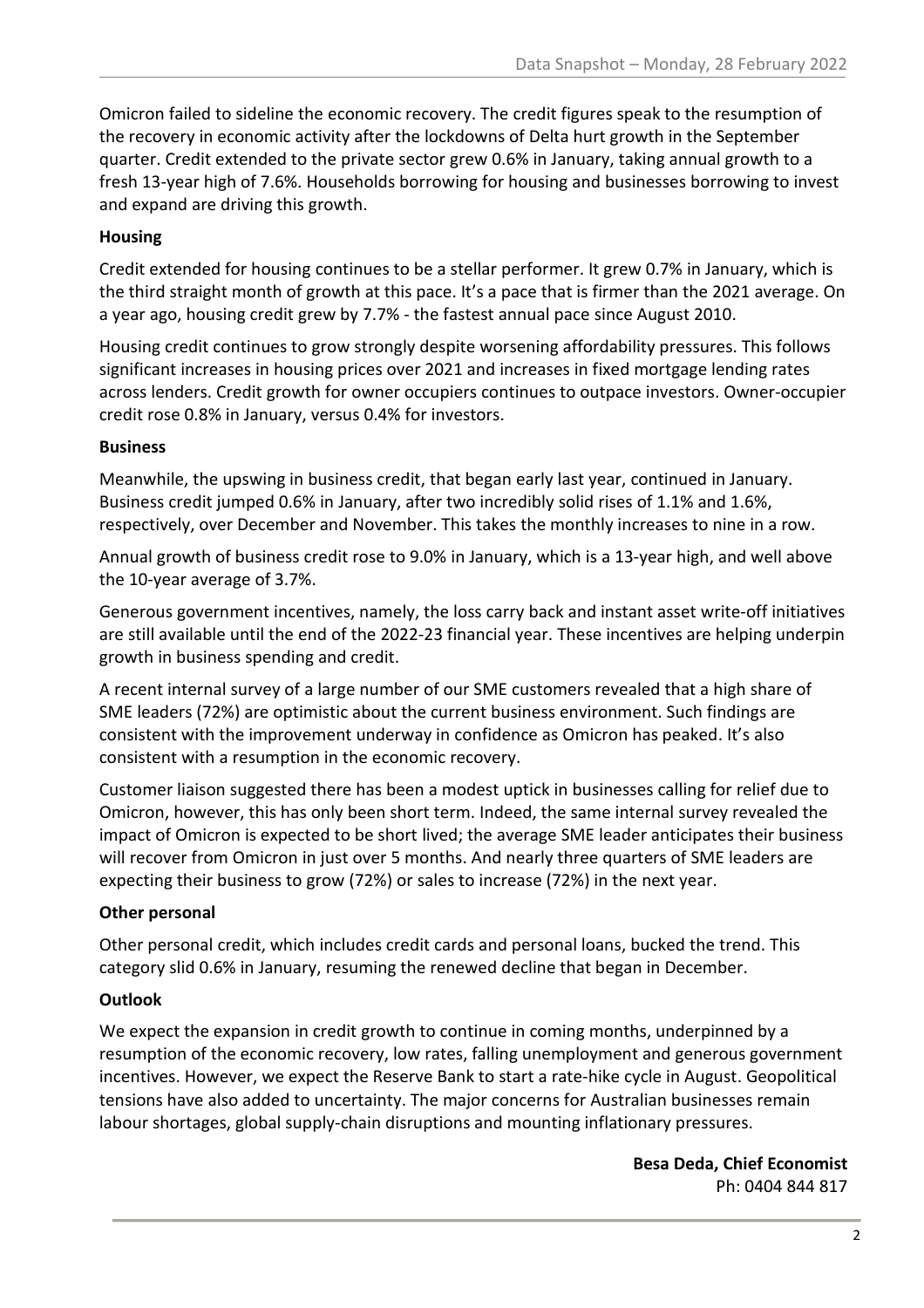Omicron failed to sideline the economic recovery. The credit figures speak to the resumption of the recovery in economic activity after the lockdowns of Delta hurt growth in the September quarter. Credit extended to the private sector grew 0.6% in January, taking annual growth to a fresh 13-year high of 7.6%. Households borrowing for housing and businesses borrowing to invest and expand are driving this growth.

**Housing**

Credit extended for housing continues to be a stellar performer. It grew 0.7% in January, which is the third straight month of growth at this pace. It's a pace that is firmer than the 2021 average. On a year ago, housing credit grew by 7.7% - the fastest annual pace since August 2010.

Housing credit continues to grow strongly despite worsening affordability pressures. This follows significant increases in housing prices over 2021 and increases in fixed mortgage lending rates across lenders. Credit growth for owner occupiers continues to outpace investors. Owner-occupier credit rose 0.8% in January, versus 0.4% for investors.

**Business**

Meanwhile, the upswing in business credit, that began early last year, continued in January. Business credit jumped 0.6% in January, after two incredibly solid rises of 1.1% and 1.6%, respectively, over December and November. This takes the monthly increases to nine in a row.

Annual growth of business credit rose to 9.0% in January, which is a 13-year high, and well above the 10-year average of 3.7%.

Generous government incentives, namely, the loss carry back and instant asset write-off initiatives are still available until the end of the 2022-23 financial year. These incentives are helping underpin growth in business spending and credit.

A recent internal survey of a large number of our SME customers revealed that a high share of SME leaders (72%) are optimistic about the current business environment. Such findings are consistent with the improvement underway in confidence as Omicron has peaked. It's also consistent with a resumption in the economic recovery.

Customer liaison suggested there has been a modest uptick in businesses calling for relief due to Omicron, however, this has only been short term. Indeed, the same internal survey revealed the impact of Omicron is expected to be short lived; the average SME leader anticipates their business will recover from Omicron in just over 5 months. And nearly three quarters of SME leaders are expecting their business to grow (72%) or sales to increase (72%) in the next year.

**Other personal**

Other personal credit, which includes credit cards and personal loans, bucked the trend. This category slid 0.6% in January, resuming the renewed decline that began in December.

**Outlook**

We expect the expansion in credit growth to continue in coming months, underpinned by a resumption of the economic recovery, low rates, falling unemployment and generous government incentives. However, we expect the Reserve Bank to start a rate-hike cycle in August. Geopolitical tensions have also added to uncertainty. The major concerns for Australian businesses remain labour shortages, global supply-chain disruptions and mounting inflationary pressures.

**Besa Deda, Chief Economist**
Ph: 0404 844 817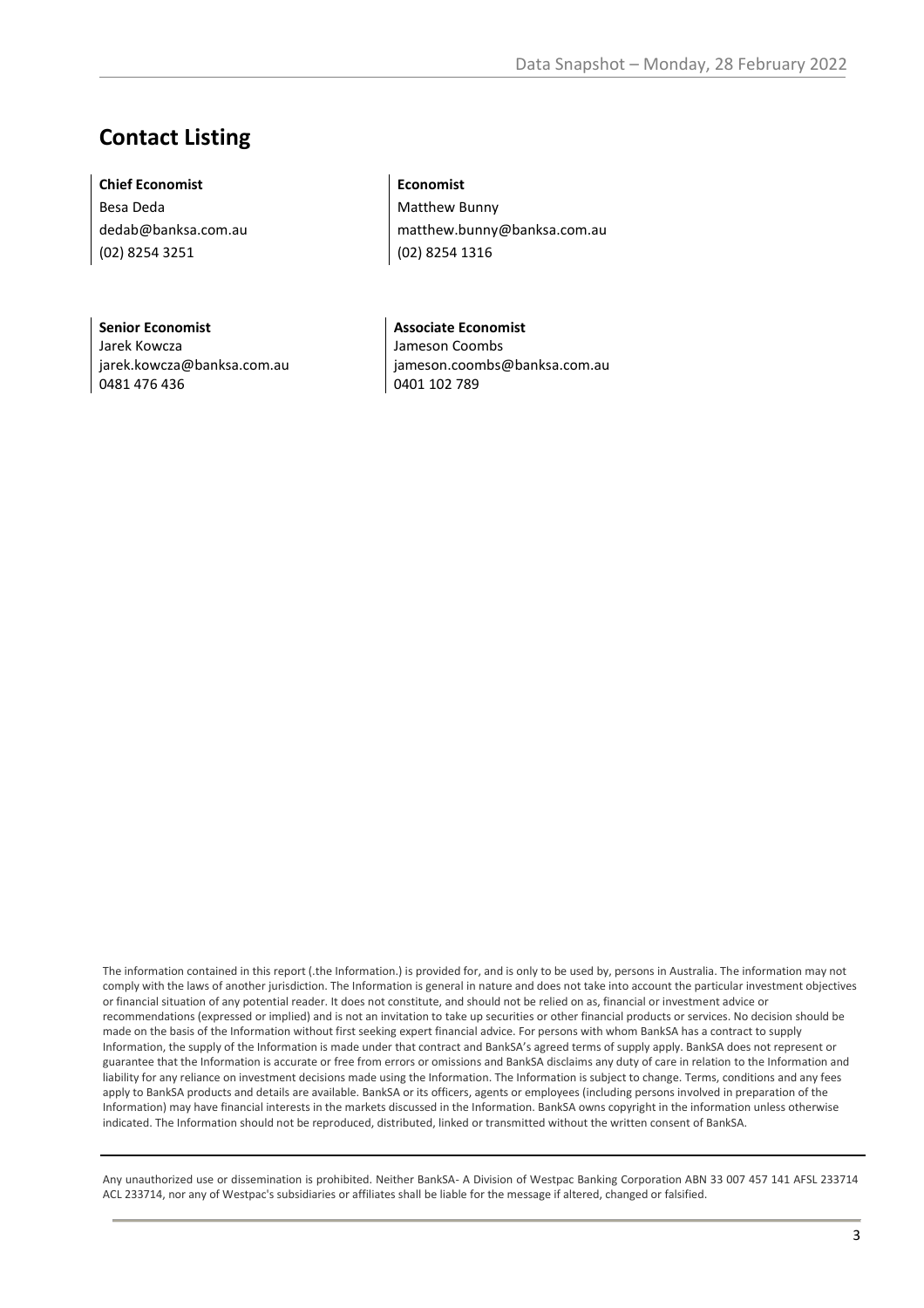## Contact Listing

**Chief Economist**
Besa Deda
dedab@banksa.com.au
(02) 8254 3251

**Economist**
Matthew Bunny
matthew.bunny@banksa.com.au
(02) 8254 1316

**Senior Economist**
Jarek Kowcza
jarek.kowcza@banksa.com.au
0481 476 436

**Associate Economist**
Jameson Coombs
jameson.coombs@banksa.com.au
0401 102 789

The information contained in this report (.the Information.) is provided for, and is only to be used by, persons in Australia. The information may not comply with the laws of another jurisdiction. The Information is general in nature and does not take into account the particular investment objectives or financial situation of any potential reader. It does not constitute, and should not be relied on as, financial or investment advice or recommendations (expressed or implied) and is not an invitation to take up securities or other financial products or services. No decision should be made on the basis of the Information without first seeking expert financial advice. For persons with whom BankSA has a contract to supply Information, the supply of the Information is made under that contract and BankSA's agreed terms of supply apply. BankSA does not represent or guarantee that the Information is accurate or free from errors or omissions and BankSA disclaims any duty of care in relation to the Information and liability for any reliance on investment decisions made using the Information. The Information is subject to change. Terms, conditions and any fees apply to BankSA products and details are available. BankSA or its officers, agents or employees (including persons involved in preparation of the Information) may have financial interests in the markets discussed in the Information. BankSA owns copyright in the information unless otherwise indicated. The Information should not be reproduced, distributed, linked or transmitted without the written consent of BankSA.

Any unauthorized use or dissemination is prohibited. Neither BankSA- A Division of Westpac Banking Corporation ABN 33 007 457 141 AFSL 233714 ACL 233714, nor any of Westpac's subsidiaries or affiliates shall be liable for the message if altered, changed or falsified.